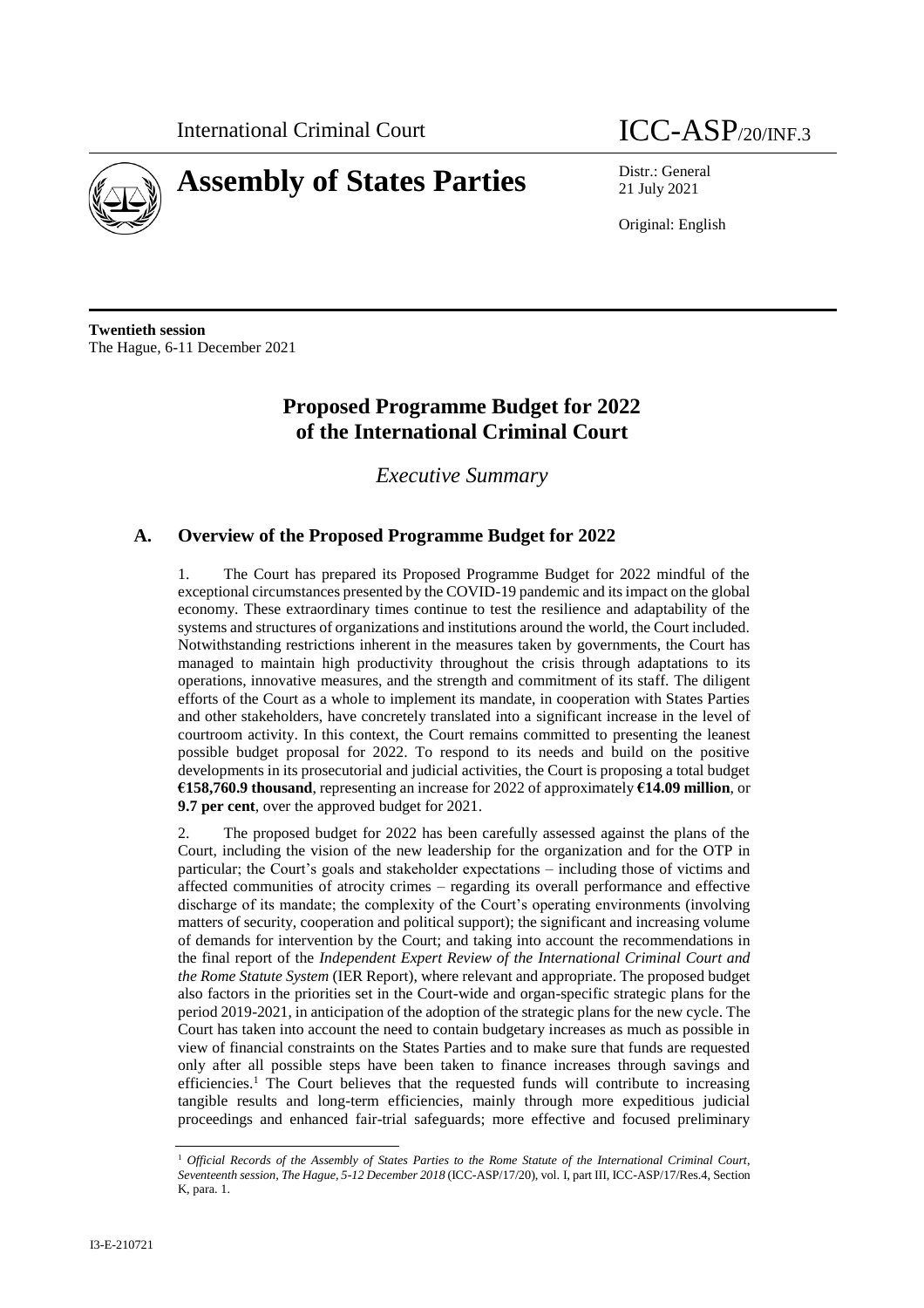International Criminal Court

ICC-ASP/20/INF.3

# Assembly of States Parties

Distr.: General
21 July 2021

Original: English

**Twentieth session**
The Hague, 6-11 December 2021

# Proposed Programme Budget for 2022 of the International Criminal Court

*Executive Summary*

## A. Overview of the Proposed Programme Budget for 2022

1. The Court has prepared its Proposed Programme Budget for 2022 mindful of the exceptional circumstances presented by the COVID-19 pandemic and its impact on the global economy. These extraordinary times continue to test the resilience and adaptability of the systems and structures of organizations and institutions around the world, the Court included. Notwithstanding restrictions inherent in the measures taken by governments, the Court has managed to maintain high productivity throughout the crisis through adaptations to its operations, innovative measures, and the strength and commitment of its staff. The diligent efforts of the Court as a whole to implement its mandate, in cooperation with States Parties and other stakeholders, have concretely translated into a significant increase in the level of courtroom activity. In this context, the Court remains committed to presenting the leanest possible budget proposal for 2022. To respond to its needs and build on the positive developments in its prosecutorial and judicial activities, the Court is proposing a total budget **€158,760.9 thousand**, representing an increase for 2022 of approximately **€14.09 million**, or **9.7 per cent**, over the approved budget for 2021.

2. The proposed budget for 2022 has been carefully assessed against the plans of the Court, including the vision of the new leadership for the organization and for the OTP in particular; the Court's goals and stakeholder expectations – including those of victims and affected communities of atrocity crimes – regarding its overall performance and effective discharge of its mandate; the complexity of the Court's operating environments (involving matters of security, cooperation and political support); the significant and increasing volume of demands for intervention by the Court; and taking into account the recommendations in the final report of the *Independent Expert Review of the International Criminal Court and the Rome Statute System* (IER Report), where relevant and appropriate. The proposed budget also factors in the priorities set in the Court-wide and organ-specific strategic plans for the period 2019-2021, in anticipation of the adoption of the strategic plans for the new cycle. The Court has taken into account the need to contain budgetary increases as much as possible in view of financial constraints on the States Parties and to make sure that funds are requested only after all possible steps have been taken to finance increases through savings and efficiencies.[1] The Court believes that the requested funds will contribute to increasing tangible results and long-term efficiencies, mainly through more expeditious judicial proceedings and enhanced fair-trial safeguards; more effective and focused preliminary

[1] *Official Records of the Assembly of States Parties to the Rome Statute of the International Criminal Court, Seventeenth session, The Hague, 5-12 December 2018* (ICC-ASP/17/20), vol. I, part III, ICC-ASP/17/Res.4, Section K, para. 1.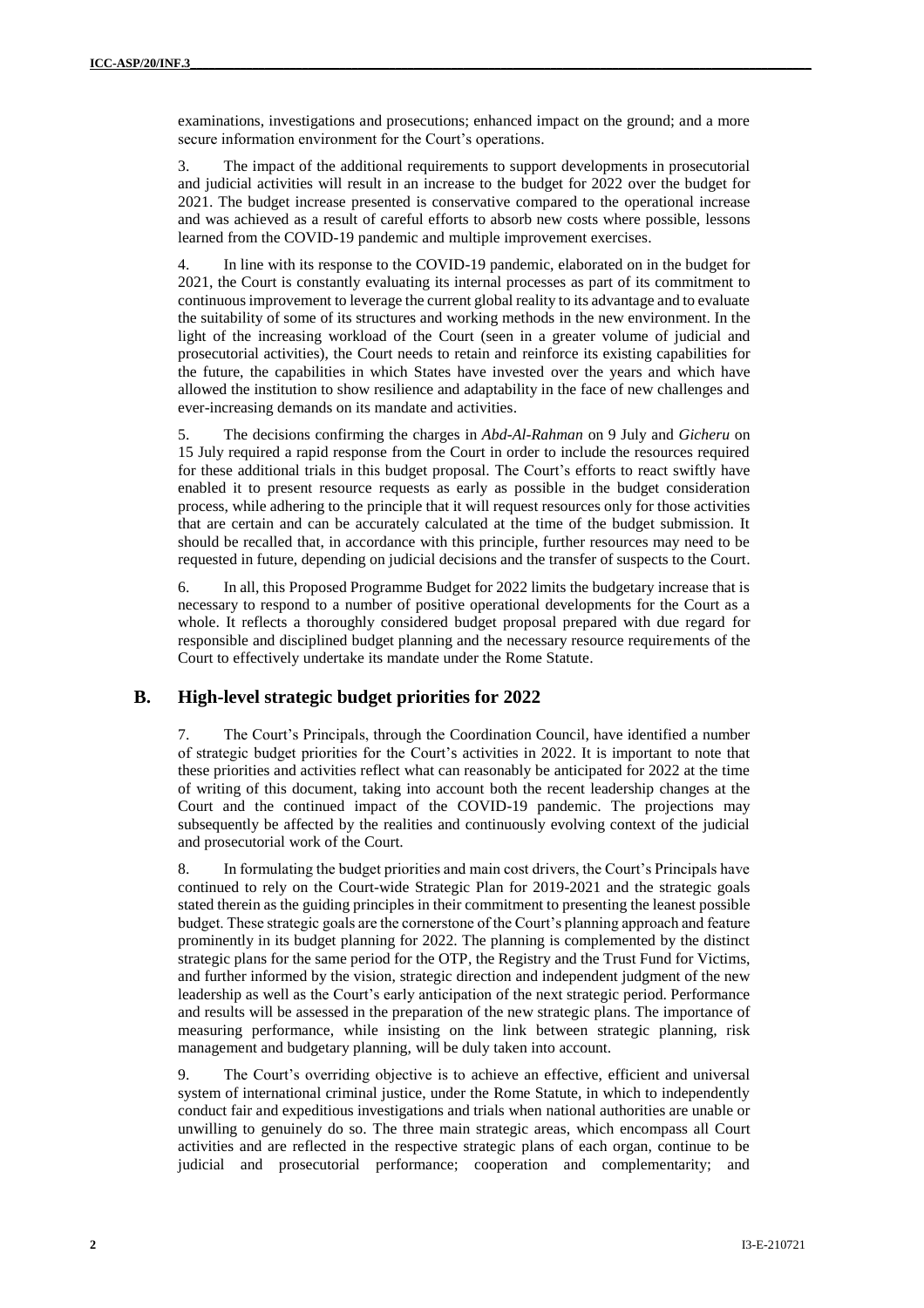examinations, investigations and prosecutions; enhanced impact on the ground; and a more secure information environment for the Court's operations.

3. The impact of the additional requirements to support developments in prosecutorial and judicial activities will result in an increase to the budget for 2022 over the budget for 2021. The budget increase presented is conservative compared to the operational increase and was achieved as a result of careful efforts to absorb new costs where possible, lessons learned from the COVID-19 pandemic and multiple improvement exercises.

4. In line with its response to the COVID-19 pandemic, elaborated on in the budget for 2021, the Court is constantly evaluating its internal processes as part of its commitment to continuous improvement to leverage the current global reality to its advantage and to evaluate the suitability of some of its structures and working methods in the new environment. In the light of the increasing workload of the Court (seen in a greater volume of judicial and prosecutorial activities), the Court needs to retain and reinforce its existing capabilities for the future, the capabilities in which States have invested over the years and which have allowed the institution to show resilience and adaptability in the face of new challenges and ever-increasing demands on its mandate and activities.

5. The decisions confirming the charges in *Abd-Al-Rahman* on 9 July and *Gicheru* on 15 July required a rapid response from the Court in order to include the resources required for these additional trials in this budget proposal. The Court's efforts to react swiftly have enabled it to present resource requests as early as possible in the budget consideration process, while adhering to the principle that it will request resources only for those activities that are certain and can be accurately calculated at the time of the budget submission. It should be recalled that, in accordance with this principle, further resources may need to be requested in future, depending on judicial decisions and the transfer of suspects to the Court.

6. In all, this Proposed Programme Budget for 2022 limits the budgetary increase that is necessary to respond to a number of positive operational developments for the Court as a whole. It reflects a thoroughly considered budget proposal prepared with due regard for responsible and disciplined budget planning and the necessary resource requirements of the Court to effectively undertake its mandate under the Rome Statute.

## B. High-level strategic budget priorities for 2022

7. The Court's Principals, through the Coordination Council, have identified a number of strategic budget priorities for the Court's activities in 2022. It is important to note that these priorities and activities reflect what can reasonably be anticipated for 2022 at the time of writing of this document, taking into account both the recent leadership changes at the Court and the continued impact of the COVID-19 pandemic. The projections may subsequently be affected by the realities and continuously evolving context of the judicial and prosecutorial work of the Court.

8. In formulating the budget priorities and main cost drivers, the Court's Principals have continued to rely on the Court-wide Strategic Plan for 2019-2021 and the strategic goals stated therein as the guiding principles in their commitment to presenting the leanest possible budget. These strategic goals are the cornerstone of the Court's planning approach and feature prominently in its budget planning for 2022. The planning is complemented by the distinct strategic plans for the same period for the OTP, the Registry and the Trust Fund for Victims, and further informed by the vision, strategic direction and independent judgment of the new leadership as well as the Court's early anticipation of the next strategic period. Performance and results will be assessed in the preparation of the new strategic plans. The importance of measuring performance, while insisting on the link between strategic planning, risk management and budgetary planning, will be duly taken into account.

9. The Court's overriding objective is to achieve an effective, efficient and universal system of international criminal justice, under the Rome Statute, in which to independently conduct fair and expeditious investigations and trials when national authorities are unable or unwilling to genuinely do so. The three main strategic areas, which encompass all Court activities and are reflected in the respective strategic plans of each organ, continue to be judicial and prosecutorial performance; cooperation and complementarity; and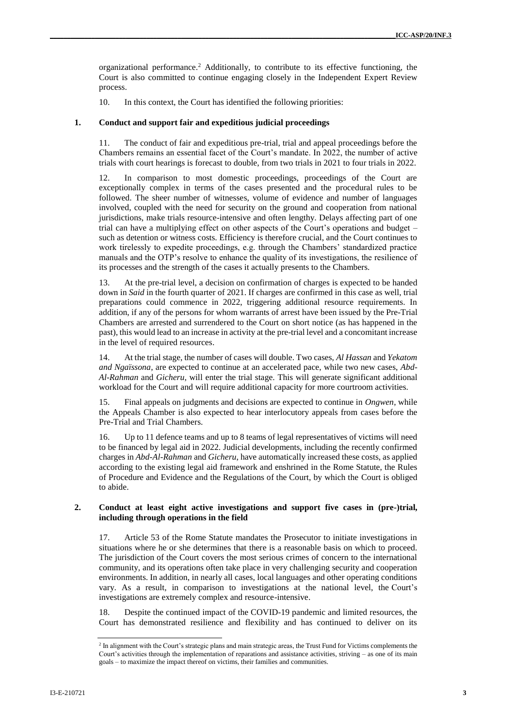organizational performance.[2] Additionally, to contribute to its effective functioning, the Court is also committed to continue engaging closely in the Independent Expert Review process.

10. In this context, the Court has identified the following priorities:

### 1. Conduct and support fair and expeditious judicial proceedings

11. The conduct of fair and expeditious pre-trial, trial and appeal proceedings before the Chambers remains an essential facet of the Court's mandate. In 2022, the number of active trials with court hearings is forecast to double, from two trials in 2021 to four trials in 2022.

12. In comparison to most domestic proceedings, proceedings of the Court are exceptionally complex in terms of the cases presented and the procedural rules to be followed. The sheer number of witnesses, volume of evidence and number of languages involved, coupled with the need for security on the ground and cooperation from national jurisdictions, make trials resource-intensive and often lengthy. Delays affecting part of one trial can have a multiplying effect on other aspects of the Court's operations and budget – such as detention or witness costs. Efficiency is therefore crucial, and the Court continues to work tirelessly to expedite proceedings, e.g. through the Chambers' standardized practice manuals and the OTP's resolve to enhance the quality of its investigations, the resilience of its processes and the strength of the cases it actually presents to the Chambers.

13. At the pre-trial level, a decision on confirmation of charges is expected to be handed down in *Said* in the fourth quarter of 2021. If charges are confirmed in this case as well, trial preparations could commence in 2022, triggering additional resource requirements. In addition, if any of the persons for whom warrants of arrest have been issued by the Pre-Trial Chambers are arrested and surrendered to the Court on short notice (as has happened in the past), this would lead to an increase in activity at the pre-trial level and a concomitant increase in the level of required resources.

14. At the trial stage, the number of cases will double. Two cases, *Al Hassan* and *Yekatom and Ngaïssona*, are expected to continue at an accelerated pace, while two new cases, *Abd-Al-Rahman* and *Gicheru*, will enter the trial stage. This will generate significant additional workload for the Court and will require additional capacity for more courtroom activities.

15. Final appeals on judgments and decisions are expected to continue in *Ongwen*, while the Appeals Chamber is also expected to hear interlocutory appeals from cases before the Pre-Trial and Trial Chambers.

16. Up to 11 defence teams and up to 8 teams of legal representatives of victims will need to be financed by legal aid in 2022. Judicial developments, including the recently confirmed charges in *Abd-Al-Rahman* and *Gicheru*, have automatically increased these costs, as applied according to the existing legal aid framework and enshrined in the Rome Statute, the Rules of Procedure and Evidence and the Regulations of the Court, by which the Court is obliged to abide.

### 2. Conduct at least eight active investigations and support five cases in (pre-)trial, including through operations in the field

17. Article 53 of the Rome Statute mandates the Prosecutor to initiate investigations in situations where he or she determines that there is a reasonable basis on which to proceed. The jurisdiction of the Court covers the most serious crimes of concern to the international community, and its operations often take place in very challenging security and cooperation environments. In addition, in nearly all cases, local languages and other operating conditions vary. As a result, in comparison to investigations at the national level, the Court's investigations are extremely complex and resource-intensive.

18. Despite the continued impact of the COVID-19 pandemic and limited resources, the Court has demonstrated resilience and flexibility and has continued to deliver on its

---

[2] In alignment with the Court's strategic plans and main strategic areas, the Trust Fund for Victims complements the Court's activities through the implementation of reparations and assistance activities, striving – as one of its main goals – to maximize the impact thereof on victims, their families and communities.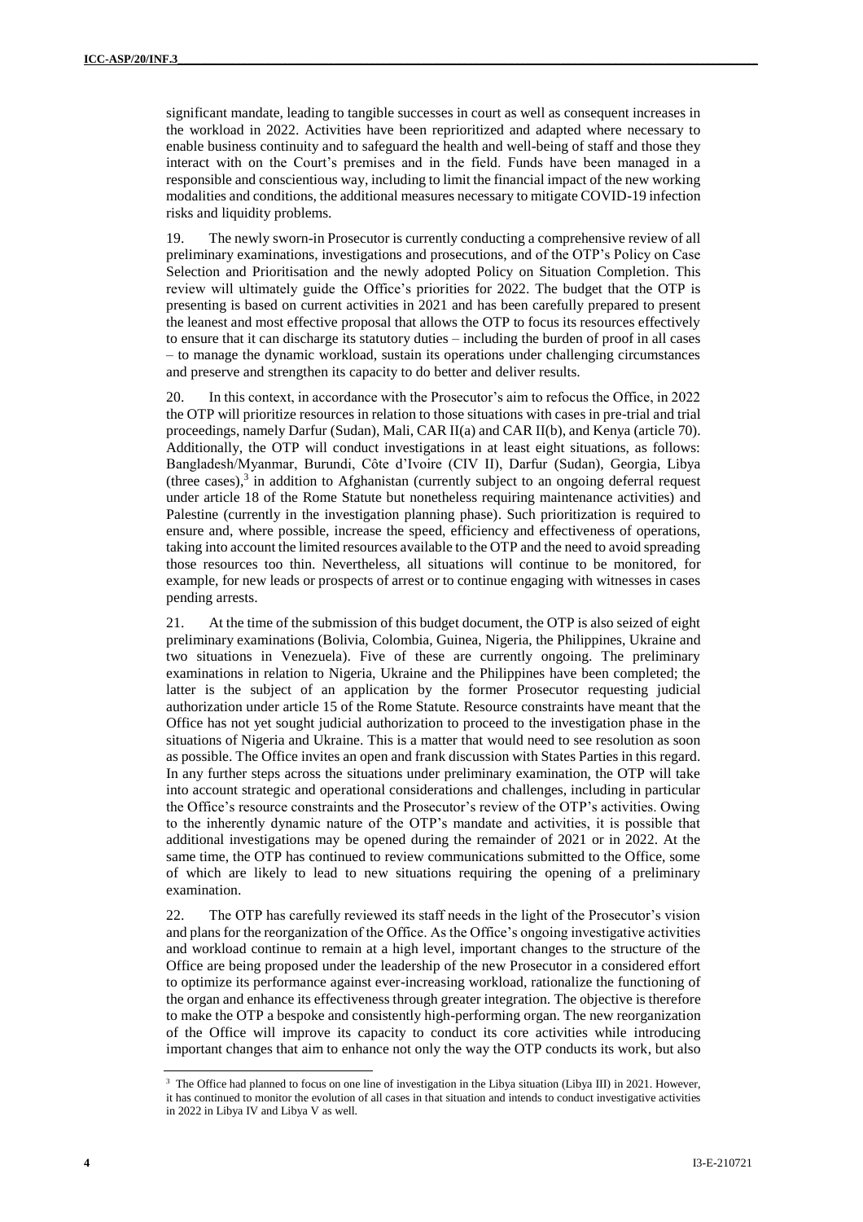significant mandate, leading to tangible successes in court as well as consequent increases in the workload in 2022. Activities have been reprioritized and adapted where necessary to enable business continuity and to safeguard the health and well-being of staff and those they interact with on the Court's premises and in the field. Funds have been managed in a responsible and conscientious way, including to limit the financial impact of the new working modalities and conditions, the additional measures necessary to mitigate COVID-19 infection risks and liquidity problems.

19. The newly sworn-in Prosecutor is currently conducting a comprehensive review of all preliminary examinations, investigations and prosecutions, and of the OTP's Policy on Case Selection and Prioritisation and the newly adopted Policy on Situation Completion. This review will ultimately guide the Office's priorities for 2022. The budget that the OTP is presenting is based on current activities in 2021 and has been carefully prepared to present the leanest and most effective proposal that allows the OTP to focus its resources effectively to ensure that it can discharge its statutory duties – including the burden of proof in all cases – to manage the dynamic workload, sustain its operations under challenging circumstances and preserve and strengthen its capacity to do better and deliver results.

20. In this context, in accordance with the Prosecutor's aim to refocus the Office, in 2022 the OTP will prioritize resources in relation to those situations with cases in pre-trial and trial proceedings, namely Darfur (Sudan), Mali, CAR II(a) and CAR II(b), and Kenya (article 70). Additionally, the OTP will conduct investigations in at least eight situations, as follows: Bangladesh/Myanmar, Burundi, Côte d'Ivoire (CIV II), Darfur (Sudan), Georgia, Libya (three cases),[3] in addition to Afghanistan (currently subject to an ongoing deferral request under article 18 of the Rome Statute but nonetheless requiring maintenance activities) and Palestine (currently in the investigation planning phase). Such prioritization is required to ensure and, where possible, increase the speed, efficiency and effectiveness of operations, taking into account the limited resources available to the OTP and the need to avoid spreading those resources too thin. Nevertheless, all situations will continue to be monitored, for example, for new leads or prospects of arrest or to continue engaging with witnesses in cases pending arrests.

21. At the time of the submission of this budget document, the OTP is also seized of eight preliminary examinations (Bolivia, Colombia, Guinea, Nigeria, the Philippines, Ukraine and two situations in Venezuela). Five of these are currently ongoing. The preliminary examinations in relation to Nigeria, Ukraine and the Philippines have been completed; the latter is the subject of an application by the former Prosecutor requesting judicial authorization under article 15 of the Rome Statute. Resource constraints have meant that the Office has not yet sought judicial authorization to proceed to the investigation phase in the situations of Nigeria and Ukraine. This is a matter that would need to see resolution as soon as possible. The Office invites an open and frank discussion with States Parties in this regard. In any further steps across the situations under preliminary examination, the OTP will take into account strategic and operational considerations and challenges, including in particular the Office's resource constraints and the Prosecutor's review of the OTP's activities. Owing to the inherently dynamic nature of the OTP's mandate and activities, it is possible that additional investigations may be opened during the remainder of 2021 or in 2022. At the same time, the OTP has continued to review communications submitted to the Office, some of which are likely to lead to new situations requiring the opening of a preliminary examination.

22. The OTP has carefully reviewed its staff needs in the light of the Prosecutor's vision and plans for the reorganization of the Office. As the Office's ongoing investigative activities and workload continue to remain at a high level, important changes to the structure of the Office are being proposed under the leadership of the new Prosecutor in a considered effort to optimize its performance against ever-increasing workload, rationalize the functioning of the organ and enhance its effectiveness through greater integration. The objective is therefore to make the OTP a bespoke and consistently high-performing organ. The new reorganization of the Office will improve its capacity to conduct its core activities while introducing important changes that aim to enhance not only the way the OTP conducts its work, but also

[3] The Office had planned to focus on one line of investigation in the Libya situation (Libya III) in 2021. However, it has continued to monitor the evolution of all cases in that situation and intends to conduct investigative activities in 2022 in Libya IV and Libya V as well.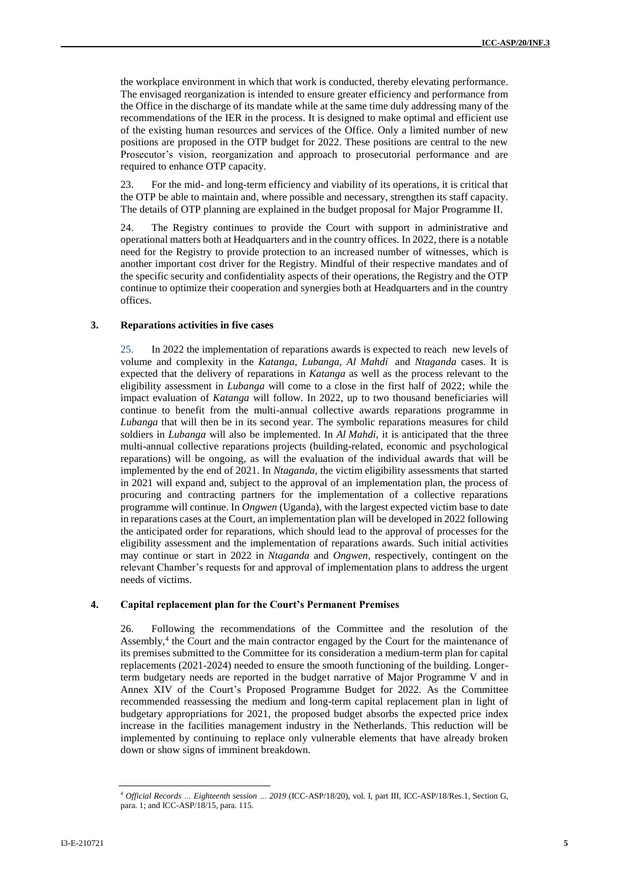the workplace environment in which that work is conducted, thereby elevating performance. The envisaged reorganization is intended to ensure greater efficiency and performance from the Office in the discharge of its mandate while at the same time duly addressing many of the recommendations of the IER in the process. It is designed to make optimal and efficient use of the existing human resources and services of the Office. Only a limited number of new positions are proposed in the OTP budget for 2022. These positions are central to the new Prosecutor's vision, reorganization and approach to prosecutorial performance and are required to enhance OTP capacity.

23. For the mid- and long-term efficiency and viability of its operations, it is critical that the OTP be able to maintain and, where possible and necessary, strengthen its staff capacity. The details of OTP planning are explained in the budget proposal for Major Programme II.

24. The Registry continues to provide the Court with support in administrative and operational matters both at Headquarters and in the country offices. In 2022, there is a notable need for the Registry to provide protection to an increased number of witnesses, which is another important cost driver for the Registry. Mindful of their respective mandates and of the specific security and confidentiality aspects of their operations, the Registry and the OTP continue to optimize their cooperation and synergies both at Headquarters and in the country offices.

### 3. Reparations activities in five cases

25. In 2022 the implementation of reparations awards is expected to reach new levels of volume and complexity in the *Katanga*, *Lubanga*, *Al Mahdi* and *Ntaganda* cases. It is expected that the delivery of reparations in *Katanga* as well as the process relevant to the eligibility assessment in *Lubanga* will come to a close in the first half of 2022; while the impact evaluation of *Katanga* will follow. In 2022, up to two thousand beneficiaries will continue to benefit from the multi-annual collective awards reparations programme in *Lubanga* that will then be in its second year. The symbolic reparations measures for child soldiers in *Lubanga* will also be implemented. In *Al Mahdi,* it is anticipated that the three multi-annual collective reparations projects (building-related, economic and psychological reparations) will be ongoing, as will the evaluation of the individual awards that will be implemented by the end of 2021. In *Ntaganda*, the victim eligibility assessments that started in 2021 will expand and, subject to the approval of an implementation plan, the process of procuring and contracting partners for the implementation of a collective reparations programme will continue. In *Ongwen* (Uganda), with the largest expected victim base to date in reparations cases at the Court, an implementation plan will be developed in 2022 following the anticipated order for reparations, which should lead to the approval of processes for the eligibility assessment and the implementation of reparations awards. Such initial activities may continue or start in 2022 in *Ntaganda* and *Ongwen*, respectively, contingent on the relevant Chamber's requests for and approval of implementation plans to address the urgent needs of victims.

### 4. Capital replacement plan for the Court's Permanent Premises

26. Following the recommendations of the Committee and the resolution of the Assembly,[4] the Court and the main contractor engaged by the Court for the maintenance of its premises submitted to the Committee for its consideration a medium-term plan for capital replacements (2021-2024) needed to ensure the smooth functioning of the building. Longer-term budgetary needs are reported in the budget narrative of Major Programme V and in Annex XIV of the Court's Proposed Programme Budget for 2022. As the Committee recommended reassessing the medium and long-term capital replacement plan in light of budgetary appropriations for 2021, the proposed budget absorbs the expected price index increase in the facilities management industry in the Netherlands. This reduction will be implemented by continuing to replace only vulnerable elements that have already broken down or show signs of imminent breakdown.

---

[4] *Official Records … Eighteenth session … 2019* (ICC-ASP/18/20), vol. I, part III, ICC-ASP/18/Res.1, Section G, para. 1; and ICC-ASP/18/15, para. 115.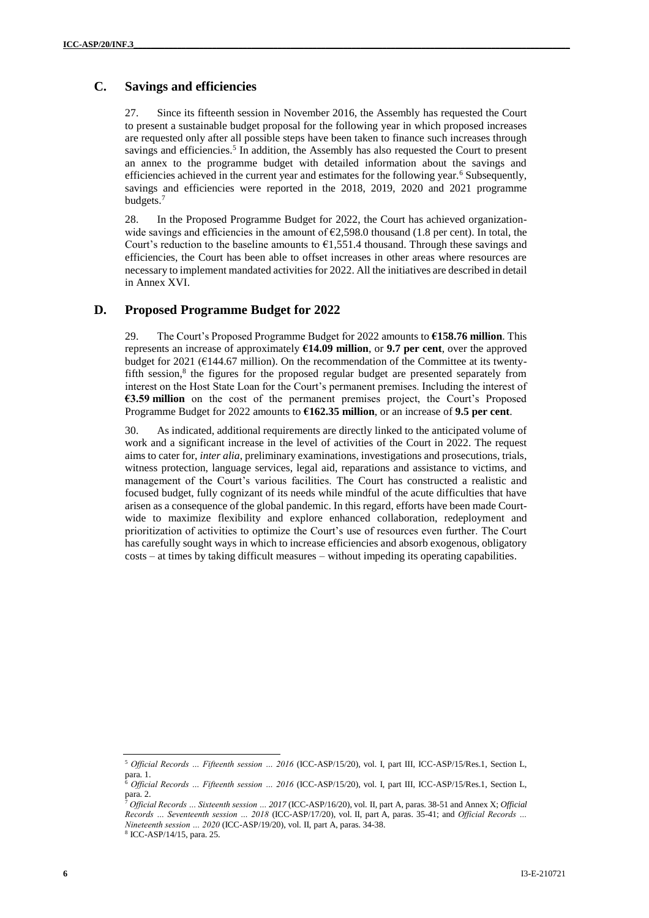## C. Savings and efficiencies

27. Since its fifteenth session in November 2016, the Assembly has requested the Court to present a sustainable budget proposal for the following year in which proposed increases are requested only after all possible steps have been taken to finance such increases through savings and efficiencies.[5] In addition, the Assembly has also requested the Court to present an annex to the programme budget with detailed information about the savings and efficiencies achieved in the current year and estimates for the following year.[6] Subsequently, savings and efficiencies were reported in the 2018, 2019, 2020 and 2021 programme budgets.[7]

28. In the Proposed Programme Budget for 2022, the Court has achieved organization-wide savings and efficiencies in the amount of €2,598.0 thousand (1.8 per cent). In total, the Court's reduction to the baseline amounts to €1,551.4 thousand. Through these savings and efficiencies, the Court has been able to offset increases in other areas where resources are necessary to implement mandated activities for 2022. All the initiatives are described in detail in Annex XVI.

## D. Proposed Programme Budget for 2022

29. The Court's Proposed Programme Budget for 2022 amounts to **€158.76 million**. This represents an increase of approximately **€14.09 million**, or **9.7 per cent**, over the approved budget for 2021 (€144.67 million). On the recommendation of the Committee at its twenty-fifth session,[8] the figures for the proposed regular budget are presented separately from interest on the Host State Loan for the Court's permanent premises. Including the interest of **€3.59 million** on the cost of the permanent premises project, the Court's Proposed Programme Budget for 2022 amounts to **€162.35 million**, or an increase of **9.5 per cent**.

30. As indicated, additional requirements are directly linked to the anticipated volume of work and a significant increase in the level of activities of the Court in 2022. The request aims to cater for, *inter alia*, preliminary examinations, investigations and prosecutions, trials, witness protection, language services, legal aid, reparations and assistance to victims, and management of the Court's various facilities. The Court has constructed a realistic and focused budget, fully cognizant of its needs while mindful of the acute difficulties that have arisen as a consequence of the global pandemic. In this regard, efforts have been made Court-wide to maximize flexibility and explore enhanced collaboration, redeployment and prioritization of activities to optimize the Court's use of resources even further. The Court has carefully sought ways in which to increase efficiencies and absorb exogenous, obligatory costs – at times by taking difficult measures – without impeding its operating capabilities.

---

[5] *Official Records … Fifteenth session … 2016* (ICC-ASP/15/20), vol. I, part III, ICC-ASP/15/Res.1, Section L, para. 1.

[6] *Official Records … Fifteenth session … 2016* (ICC-ASP/15/20), vol. I, part III, ICC-ASP/15/Res.1, Section L, para. 2.

[7] *Official Records … Sixteenth session … 2017* (ICC-ASP/16/20), vol. II, part A, paras. 38-51 and Annex X; *Official Records … Seventeenth session … 2018* (ICC-ASP/17/20), vol. II, part A, paras. 35-41; and *Official Records … Nineteenth session … 2020* (ICC-ASP/19/20), vol. II, part A, paras. 34-38.

[8] ICC-ASP/14/15, para. 25.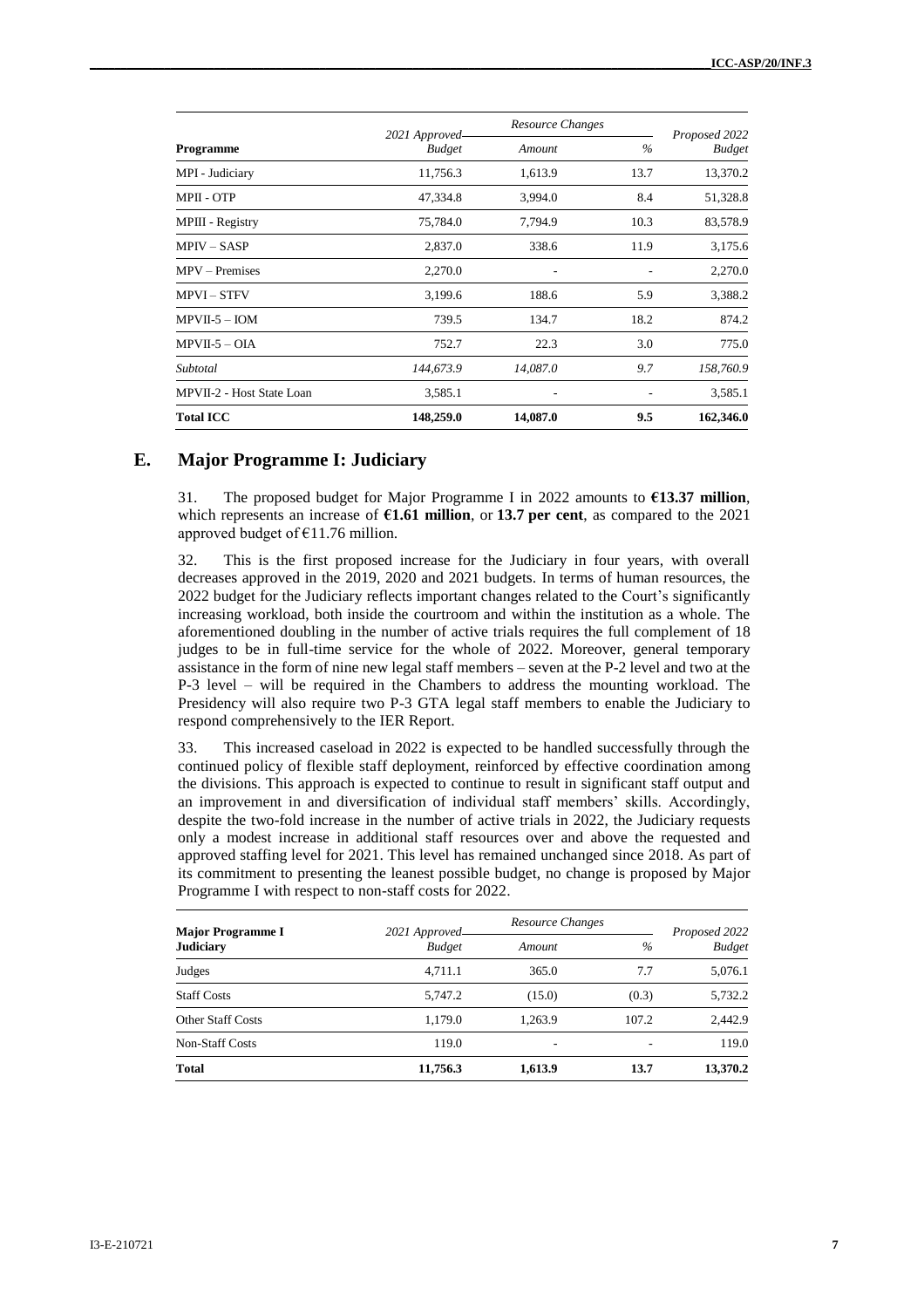| Programme | 2021 Approved Budget | Resource Changes | | Proposed 2022 Budget |
|---|---|---|---|---|
| | | *Amount* | *%* | |
| MPI - Judiciary | 11,756.3 | 1,613.9 | 13.7 | 13,370.2 |
| MPII - OTP | 47,334.8 | 3,994.0 | 8.4 | 51,328.8 |
| MPIII - Registry | 75,784.0 | 7,794.9 | 10.3 | 83,578.9 |
| MPIV – SASP | 2,837.0 | 338.6 | 11.9 | 3,175.6 |
| MPV – Premises | 2,270.0 | - | - | 2,270.0 |
| MPVI – STFV | 3,199.6 | 188.6 | 5.9 | 3,388.2 |
| MPVII-5 – IOM | 739.5 | 134.7 | 18.2 | 874.2 |
| MPVII-5 – OIA | 752.7 | 22.3 | 3.0 | 775.0 |
| *Subtotal* | *144,673.9* | *14,087.0* | *9.7* | *158,760.9* |
| MPVII-2 - Host State Loan | 3,585.1 | - | - | 3,585.1 |
| **Total ICC** | **148,259.0** | **14,087.0** | **9.5** | **162,346.0** |

## E. Major Programme I: Judiciary

31. The proposed budget for Major Programme I in 2022 amounts to **€13.37 million**, which represents an increase of **€1.61 million**, or **13.7 per cent**, as compared to the 2021 approved budget of €11.76 million.

32. This is the first proposed increase for the Judiciary in four years, with overall decreases approved in the 2019, 2020 and 2021 budgets. In terms of human resources, the 2022 budget for the Judiciary reflects important changes related to the Court's significantly increasing workload, both inside the courtroom and within the institution as a whole. The aforementioned doubling in the number of active trials requires the full complement of 18 judges to be in full-time service for the whole of 2022. Moreover, general temporary assistance in the form of nine new legal staff members – seven at the P-2 level and two at the P-3 level – will be required in the Chambers to address the mounting workload. The Presidency will also require two P-3 GTA legal staff members to enable the Judiciary to respond comprehensively to the IER Report.

33. This increased caseload in 2022 is expected to be handled successfully through the continued policy of flexible staff deployment, reinforced by effective coordination among the divisions. This approach is expected to continue to result in significant staff output and an improvement in and diversification of individual staff members' skills. Accordingly, despite the two-fold increase in the number of active trials in 2022, the Judiciary requests only a modest increase in additional staff resources over and above the requested and approved staffing level for 2021. This level has remained unchanged since 2018. As part of its commitment to presenting the leanest possible budget, no change is proposed by Major Programme I with respect to non-staff costs for 2022.

| Major Programme I Judiciary | 2021 Approved Budget | Resource Changes | | Proposed 2022 Budget |
|---|---|---|---|---|
| | | *Amount* | *%* | |
| Judges | 4,711.1 | 365.0 | 7.7 | 5,076.1 |
| Staff Costs | 5,747.2 | (15.0) | (0.3) | 5,732.2 |
| Other Staff Costs | 1,179.0 | 1,263.9 | 107.2 | 2,442.9 |
| Non-Staff Costs | 119.0 | - | - | 119.0 |
| **Total** | **11,756.3** | **1,613.9** | **13.7** | **13,370.2** |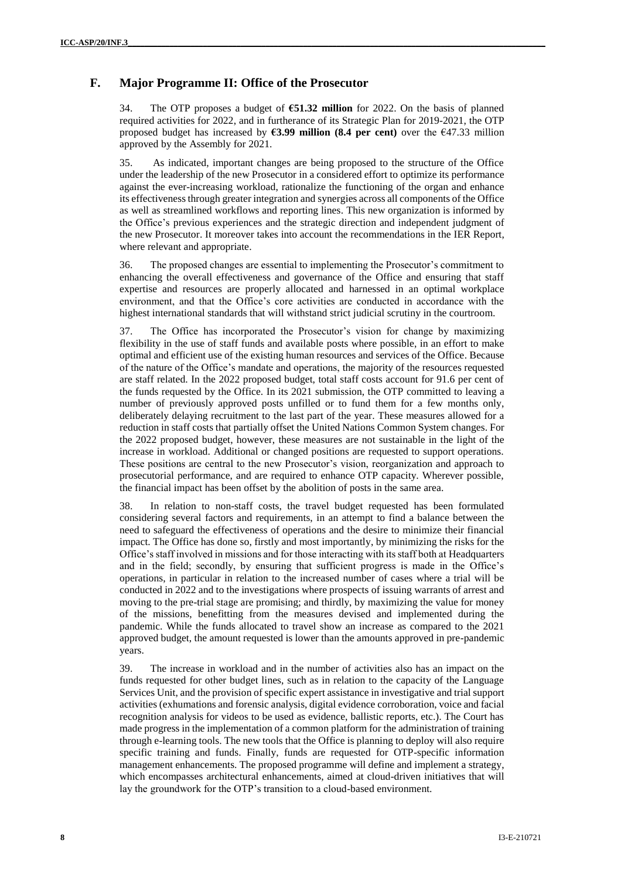## F. Major Programme II: Office of the Prosecutor

34. The OTP proposes a budget of **€51.32 million** for 2022. On the basis of planned required activities for 2022, and in furtherance of its Strategic Plan for 2019-2021, the OTP proposed budget has increased by **€3.99 million (8.4 per cent)** over the €47.33 million approved by the Assembly for 2021.

35. As indicated, important changes are being proposed to the structure of the Office under the leadership of the new Prosecutor in a considered effort to optimize its performance against the ever-increasing workload, rationalize the functioning of the organ and enhance its effectiveness through greater integration and synergies across all components of the Office as well as streamlined workflows and reporting lines. This new organization is informed by the Office's previous experiences and the strategic direction and independent judgment of the new Prosecutor. It moreover takes into account the recommendations in the IER Report, where relevant and appropriate.

36. The proposed changes are essential to implementing the Prosecutor's commitment to enhancing the overall effectiveness and governance of the Office and ensuring that staff expertise and resources are properly allocated and harnessed in an optimal workplace environment, and that the Office's core activities are conducted in accordance with the highest international standards that will withstand strict judicial scrutiny in the courtroom.

37. The Office has incorporated the Prosecutor's vision for change by maximizing flexibility in the use of staff funds and available posts where possible, in an effort to make optimal and efficient use of the existing human resources and services of the Office. Because of the nature of the Office's mandate and operations, the majority of the resources requested are staff related. In the 2022 proposed budget, total staff costs account for 91.6 per cent of the funds requested by the Office. In its 2021 submission, the OTP committed to leaving a number of previously approved posts unfilled or to fund them for a few months only, deliberately delaying recruitment to the last part of the year. These measures allowed for a reduction in staff costs that partially offset the United Nations Common System changes. For the 2022 proposed budget, however, these measures are not sustainable in the light of the increase in workload. Additional or changed positions are requested to support operations. These positions are central to the new Prosecutor's vision, reorganization and approach to prosecutorial performance, and are required to enhance OTP capacity. Wherever possible, the financial impact has been offset by the abolition of posts in the same area.

38. In relation to non-staff costs, the travel budget requested has been formulated considering several factors and requirements, in an attempt to find a balance between the need to safeguard the effectiveness of operations and the desire to minimize their financial impact. The Office has done so, firstly and most importantly, by minimizing the risks for the Office's staff involved in missions and for those interacting with its staff both at Headquarters and in the field; secondly, by ensuring that sufficient progress is made in the Office's operations, in particular in relation to the increased number of cases where a trial will be conducted in 2022 and to the investigations where prospects of issuing warrants of arrest and moving to the pre-trial stage are promising; and thirdly, by maximizing the value for money of the missions, benefitting from the measures devised and implemented during the pandemic. While the funds allocated to travel show an increase as compared to the 2021 approved budget, the amount requested is lower than the amounts approved in pre-pandemic years.

39. The increase in workload and in the number of activities also has an impact on the funds requested for other budget lines, such as in relation to the capacity of the Language Services Unit, and the provision of specific expert assistance in investigative and trial support activities (exhumations and forensic analysis, digital evidence corroboration, voice and facial recognition analysis for videos to be used as evidence, ballistic reports, etc.). The Court has made progress in the implementation of a common platform for the administration of training through e-learning tools. The new tools that the Office is planning to deploy will also require specific training and funds. Finally, funds are requested for OTP-specific information management enhancements. The proposed programme will define and implement a strategy, which encompasses architectural enhancements, aimed at cloud-driven initiatives that will lay the groundwork for the OTP's transition to a cloud-based environment.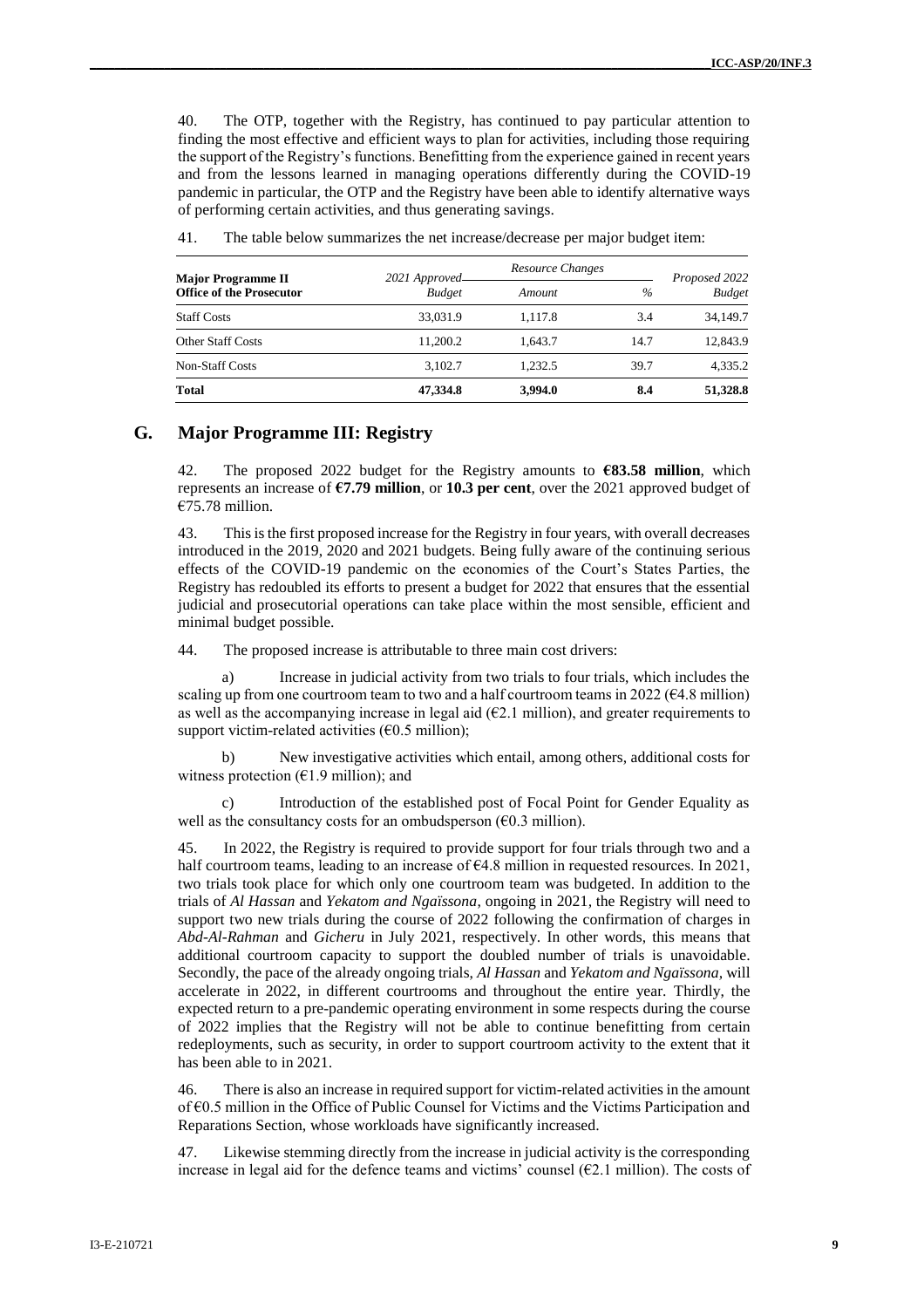40. The OTP, together with the Registry, has continued to pay particular attention to finding the most effective and efficient ways to plan for activities, including those requiring the support of the Registry's functions. Benefitting from the experience gained in recent years and from the lessons learned in managing operations differently during the COVID-19 pandemic in particular, the OTP and the Registry have been able to identify alternative ways of performing certain activities, and thus generating savings.

41. The table below summarizes the net increase/decrease per major budget item:

| Major Programme II Office of the Prosecutor | 2021 Approved Budget | Resource Changes | | Proposed 2022 Budget |
|---|---|---|---|---|
| | | *Amount* | *%* | |
| Staff Costs | 33,031.9 | 1,117.8 | 3.4 | 34,149.7 |
| Other Staff Costs | 11,200.2 | 1,643.7 | 14.7 | 12,843.9 |
| Non-Staff Costs | 3,102.7 | 1,232.5 | 39.7 | 4,335.2 |
| **Total** | **47,334.8** | **3,994.0** | **8.4** | **51,328.8** |

## G. Major Programme III: Registry

42. The proposed 2022 budget for the Registry amounts to **€83.58 million**, which represents an increase of **€7.79 million**, or **10.3 per cent**, over the 2021 approved budget of €75.78 million.

43. This is the first proposed increase for the Registry in four years, with overall decreases introduced in the 2019, 2020 and 2021 budgets. Being fully aware of the continuing serious effects of the COVID-19 pandemic on the economies of the Court's States Parties, the Registry has redoubled its efforts to present a budget for 2022 that ensures that the essential judicial and prosecutorial operations can take place within the most sensible, efficient and minimal budget possible.

44. The proposed increase is attributable to three main cost drivers:

a) Increase in judicial activity from two trials to four trials, which includes the scaling up from one courtroom team to two and a half courtroom teams in 2022 (€4.8 million) as well as the accompanying increase in legal aid (€2.1 million), and greater requirements to support victim-related activities (€0.5 million);

b) New investigative activities which entail, among others, additional costs for witness protection (€1.9 million); and

c) Introduction of the established post of Focal Point for Gender Equality as well as the consultancy costs for an ombudsperson (€0.3 million).

45. In 2022, the Registry is required to provide support for four trials through two and a half courtroom teams, leading to an increase of €4.8 million in requested resources. In 2021, two trials took place for which only one courtroom team was budgeted. In addition to the trials of *Al Hassan* and *Yekatom and Ngaïssona*, ongoing in 2021, the Registry will need to support two new trials during the course of 2022 following the confirmation of charges in *Abd-Al-Rahman* and *Gicheru* in July 2021, respectively. In other words, this means that additional courtroom capacity to support the doubled number of trials is unavoidable. Secondly, the pace of the already ongoing trials, *Al Hassan* and *Yekatom and Ngaïssona*, will accelerate in 2022, in different courtrooms and throughout the entire year. Thirdly, the expected return to a pre-pandemic operating environment in some respects during the course of 2022 implies that the Registry will not be able to continue benefitting from certain redeployments, such as security, in order to support courtroom activity to the extent that it has been able to in 2021.

46. There is also an increase in required support for victim-related activities in the amount of €0.5 million in the Office of Public Counsel for Victims and the Victims Participation and Reparations Section, whose workloads have significantly increased.

47. Likewise stemming directly from the increase in judicial activity is the corresponding increase in legal aid for the defence teams and victims' counsel (€2.1 million). The costs of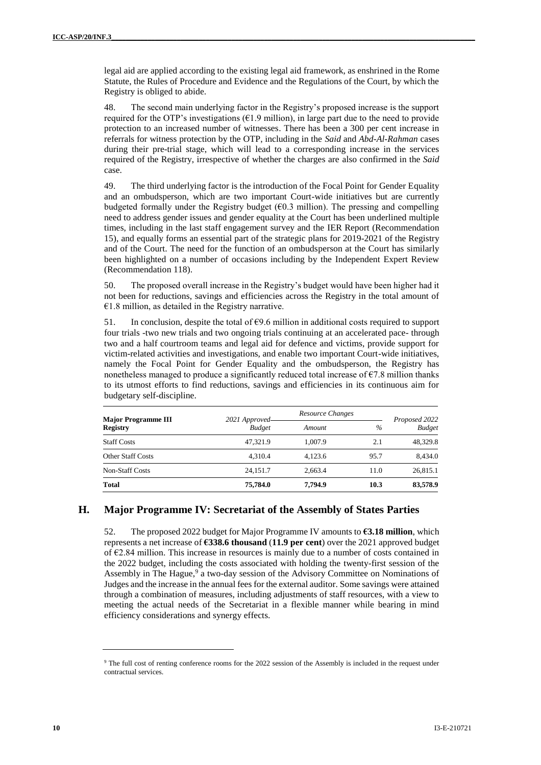legal aid are applied according to the existing legal aid framework, as enshrined in the Rome Statute, the Rules of Procedure and Evidence and the Regulations of the Court, by which the Registry is obliged to abide.

48. The second main underlying factor in the Registry's proposed increase is the support required for the OTP's investigations (€1.9 million), in large part due to the need to provide protection to an increased number of witnesses. There has been a 300 per cent increase in referrals for witness protection by the OTP, including in the *Said* and *Abd-Al-Rahman* cases during their pre-trial stage, which will lead to a corresponding increase in the services required of the Registry, irrespective of whether the charges are also confirmed in the *Said* case.

49. The third underlying factor is the introduction of the Focal Point for Gender Equality and an ombudsperson, which are two important Court-wide initiatives but are currently budgeted formally under the Registry budget (€0.3 million). The pressing and compelling need to address gender issues and gender equality at the Court has been underlined multiple times, including in the last staff engagement survey and the IER Report (Recommendation 15), and equally forms an essential part of the strategic plans for 2019-2021 of the Registry and of the Court. The need for the function of an ombudsperson at the Court has similarly been highlighted on a number of occasions including by the Independent Expert Review (Recommendation 118).

50. The proposed overall increase in the Registry's budget would have been higher had it not been for reductions, savings and efficiencies across the Registry in the total amount of €1.8 million, as detailed in the Registry narrative.

51. In conclusion, despite the total of €9.6 million in additional costs required to support four trials -two new trials and two ongoing trials continuing at an accelerated pace- through two and a half courtroom teams and legal aid for defence and victims, provide support for victim-related activities and investigations, and enable two important Court-wide initiatives, namely the Focal Point for Gender Equality and the ombudsperson, the Registry has nonetheless managed to produce a significantly reduced total increase of €7.8 million thanks to its utmost efforts to find reductions, savings and efficiencies in its continuous aim for budgetary self-discipline.

| Major Programme III Registry | 2021 Approved Budget | Resource Changes | | Proposed 2022 Budget |
|---|---|---|---|---|
| | | *Amount* | *%* | |
| Staff Costs | 47,321.9 | 1,007.9 | 2.1 | 48,329.8 |
| Other Staff Costs | 4,310.4 | 4,123.6 | 95.7 | 8,434.0 |
| Non-Staff Costs | 24,151.7 | 2,663.4 | 11.0 | 26,815.1 |
| **Total** | **75,784.0** | **7,794.9** | **10.3** | **83,578.9** |

## H. Major Programme IV: Secretariat of the Assembly of States Parties

52. The proposed 2022 budget for Major Programme IV amounts to **€3.18 million**, which represents a net increase of **€338.6 thousand** (**11.9 per cent**) over the 2021 approved budget of €2.84 million. This increase in resources is mainly due to a number of costs contained in the 2022 budget, including the costs associated with holding the twenty-first session of the Assembly in The Hague,[9] a two-day session of the Advisory Committee on Nominations of Judges and the increase in the annual fees for the external auditor. Some savings were attained through a combination of measures, including adjustments of staff resources, with a view to meeting the actual needs of the Secretariat in a flexible manner while bearing in mind efficiency considerations and synergy effects.

[9] The full cost of renting conference rooms for the 2022 session of the Assembly is included in the request under contractual services.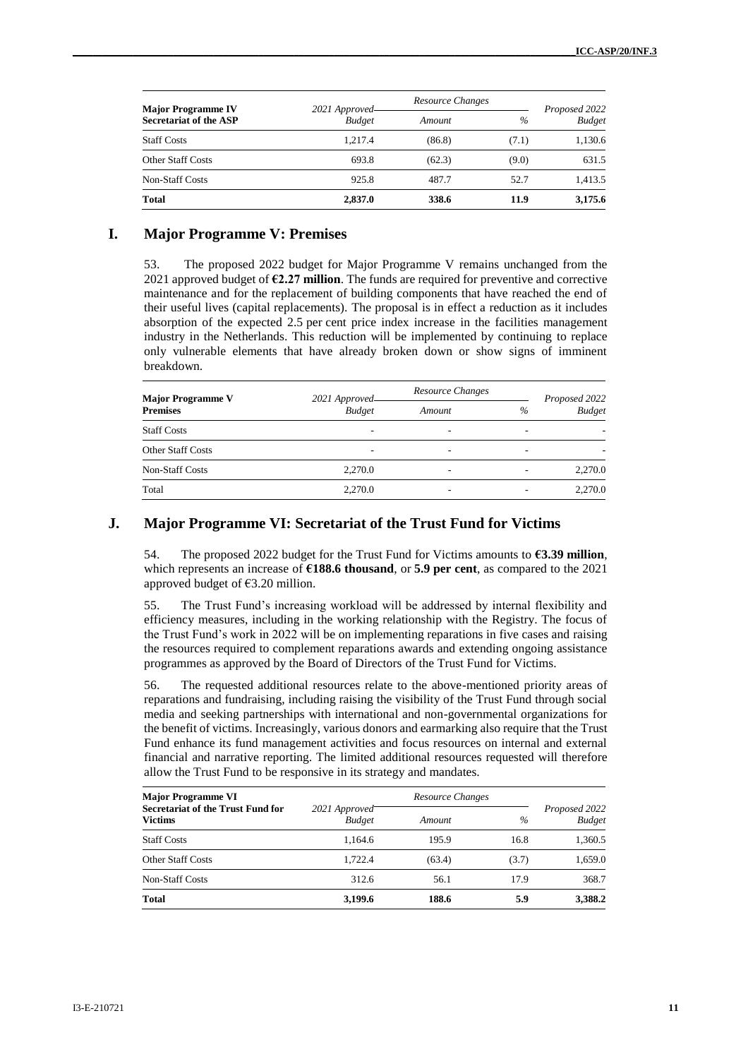| Major Programme IV Secretariat of the ASP | 2021 Approved Budget | Resource Changes | | Proposed 2022 Budget |
|---|---|---|---|---|
| | | Amount | % | |
| Staff Costs | 1,217.4 | (86.8) | (7.1) | 1,130.6 |
| Other Staff Costs | 693.8 | (62.3) | (9.0) | 631.5 |
| Non-Staff Costs | 925.8 | 487.7 | 52.7 | 1,413.5 |
| **Total** | **2,837.0** | **338.6** | **11.9** | **3,175.6** |

## I. Major Programme V: Premises

53. The proposed 2022 budget for Major Programme V remains unchanged from the 2021 approved budget of **€2.27 million**. The funds are required for preventive and corrective maintenance and for the replacement of building components that have reached the end of their useful lives (capital replacements). The proposal is in effect a reduction as it includes absorption of the expected 2.5 per cent price index increase in the facilities management industry in the Netherlands. This reduction will be implemented by continuing to replace only vulnerable elements that have already broken down or show signs of imminent breakdown.

| Major Programme V Premises | 2021 Approved Budget | Resource Changes | | Proposed 2022 Budget |
|---|---|---|---|---|
| | | Amount | % | |
| Staff Costs | - | - | - | - |
| Other Staff Costs | - | - | - | - |
| Non-Staff Costs | 2,270.0 | - | - | 2,270.0 |
| Total | 2,270.0 | - | - | 2,270.0 |

## J. Major Programme VI: Secretariat of the Trust Fund for Victims

54. The proposed 2022 budget for the Trust Fund for Victims amounts to **€3.39 million**, which represents an increase of **€188.6 thousand**, or **5.9 per cent**, as compared to the 2021 approved budget of €3.20 million.

55. The Trust Fund's increasing workload will be addressed by internal flexibility and efficiency measures, including in the working relationship with the Registry. The focus of the Trust Fund's work in 2022 will be on implementing reparations in five cases and raising the resources required to complement reparations awards and extending ongoing assistance programmes as approved by the Board of Directors of the Trust Fund for Victims.

56. The requested additional resources relate to the above-mentioned priority areas of reparations and fundraising, including raising the visibility of the Trust Fund through social media and seeking partnerships with international and non-governmental organizations for the benefit of victims. Increasingly, various donors and earmarking also require that the Trust Fund enhance its fund management activities and focus resources on internal and external financial and narrative reporting. The limited additional resources requested will therefore allow the Trust Fund to be responsive in its strategy and mandates.

| Major Programme VI Secretariat of the Trust Fund for Victims | 2021 Approved Budget | Resource Changes | | Proposed 2022 Budget |
|---|---|---|---|---|
| | | Amount | % | |
| Staff Costs | 1,164.6 | 195.9 | 16.8 | 1,360.5 |
| Other Staff Costs | 1,722.4 | (63.4) | (3.7) | 1,659.0 |
| Non-Staff Costs | 312.6 | 56.1 | 17.9 | 368.7 |
| **Total** | **3,199.6** | **188.6** | **5.9** | **3,388.2** |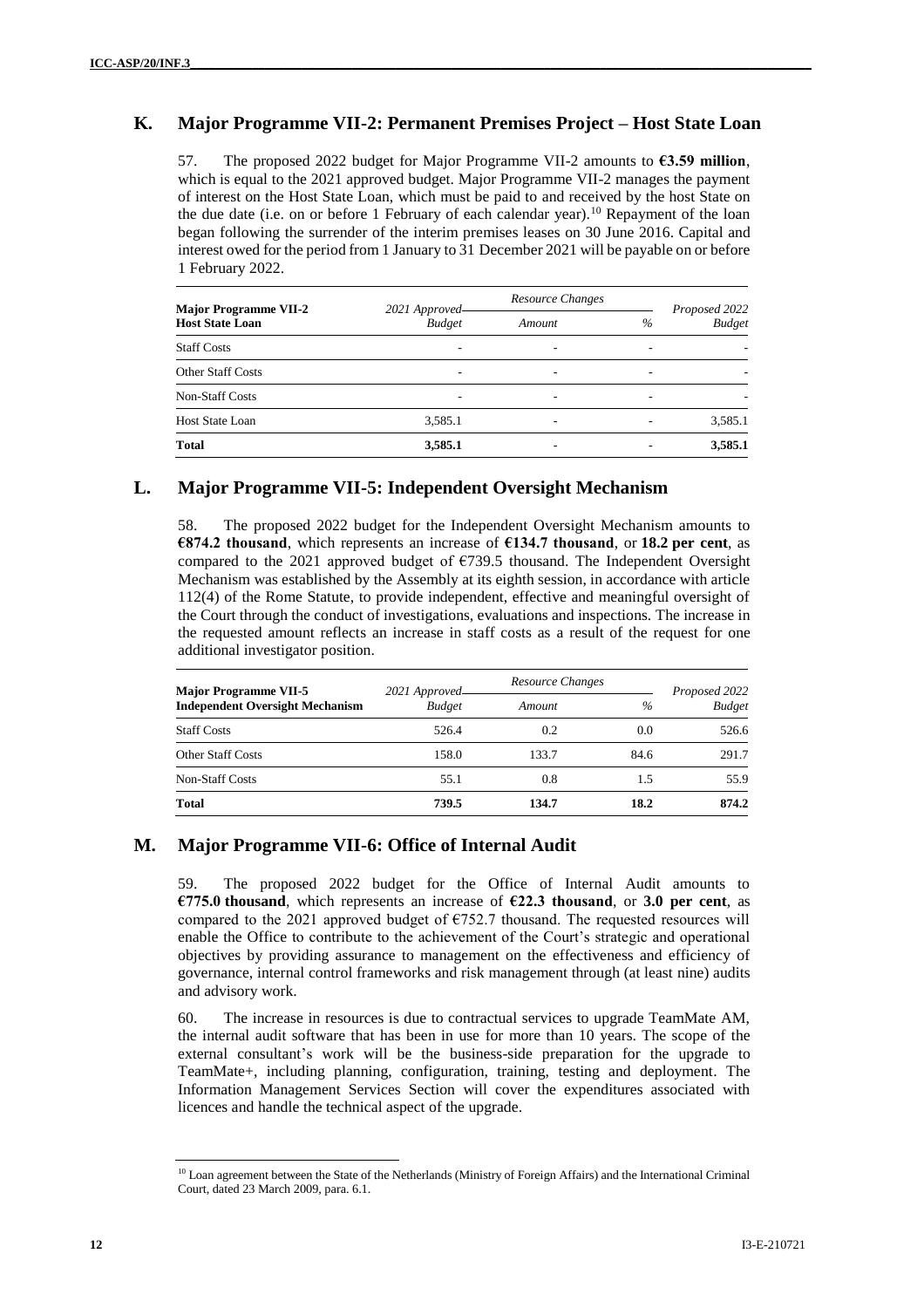## K. Major Programme VII-2: Permanent Premises Project – Host State Loan

57. The proposed 2022 budget for Major Programme VII-2 amounts to **€3.59 million**, which is equal to the 2021 approved budget. Major Programme VII-2 manages the payment of interest on the Host State Loan, which must be paid to and received by the host State on the due date (i.e. on or before 1 February of each calendar year).[10] Repayment of the loan began following the surrender of the interim premises leases on 30 June 2016. Capital and interest owed for the period from 1 January to 31 December 2021 will be payable on or before 1 February 2022.

| Major Programme VII-2 Host State Loan | 2021 Approved Budget | Resource Changes | | Proposed 2022 Budget |
|---|---|---|---|---|
| | | Amount | % | |
| Staff Costs | - | - | - | - |
| Other Staff Costs | - | - | - | - |
| Non-Staff Costs | - | - | - | - |
| Host State Loan | 3,585.1 | - | - | 3,585.1 |
| **Total** | **3,585.1** | **-** | **-** | **3,585.1** |

## L. Major Programme VII-5: Independent Oversight Mechanism

58. The proposed 2022 budget for the Independent Oversight Mechanism amounts to **€874.2 thousand**, which represents an increase of **€134.7 thousand**, or **18.2 per cent**, as compared to the 2021 approved budget of €739.5 thousand. The Independent Oversight Mechanism was established by the Assembly at its eighth session, in accordance with article 112(4) of the Rome Statute, to provide independent, effective and meaningful oversight of the Court through the conduct of investigations, evaluations and inspections. The increase in the requested amount reflects an increase in staff costs as a result of the request for one additional investigator position.

| Major Programme VII-5 Independent Oversight Mechanism | 2021 Approved Budget | Resource Changes | | Proposed 2022 Budget |
|---|---|---|---|---|
| | | Amount | % | |
| Staff Costs | 526.4 | 0.2 | 0.0 | 526.6 |
| Other Staff Costs | 158.0 | 133.7 | 84.6 | 291.7 |
| Non-Staff Costs | 55.1 | 0.8 | 1.5 | 55.9 |
| **Total** | **739.5** | **134.7** | **18.2** | **874.2** |

## M. Major Programme VII-6: Office of Internal Audit

59. The proposed 2022 budget for the Office of Internal Audit amounts to **€775.0 thousand**, which represents an increase of **€22.3 thousand**, or **3.0 per cent**, as compared to the 2021 approved budget of €752.7 thousand. The requested resources will enable the Office to contribute to the achievement of the Court's strategic and operational objectives by providing assurance to management on the effectiveness and efficiency of governance, internal control frameworks and risk management through (at least nine) audits and advisory work.

60. The increase in resources is due to contractual services to upgrade TeamMate AM, the internal audit software that has been in use for more than 10 years. The scope of the external consultant's work will be the business-side preparation for the upgrade to TeamMate+, including planning, configuration, training, testing and deployment. The Information Management Services Section will cover the expenditures associated with licences and handle the technical aspect of the upgrade.

[10] Loan agreement between the State of the Netherlands (Ministry of Foreign Affairs) and the International Criminal Court, dated 23 March 2009, para. 6.1.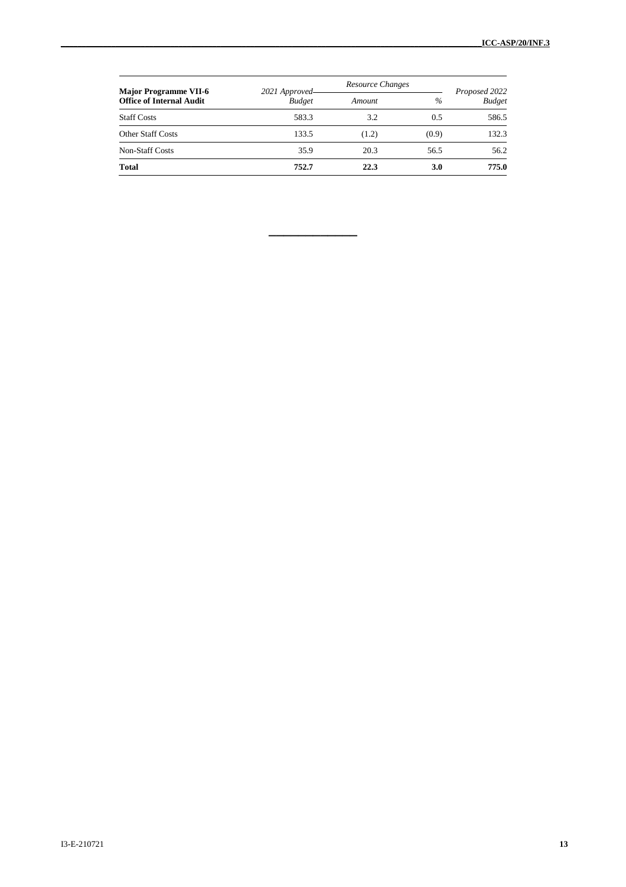| Major Programme VII-6 Office of Internal Audit | *2021 Approved Budget* | *Resource Changes* | | *Proposed 2022 Budget* |
|---|---|---|---|---|
| | | *Amount* | *%* | |
| Staff Costs | 583.3 | 3.2 | 0.5 | 586.5 |
| Other Staff Costs | 133.5 | (1.2) | (0.9) | 132.3 |
| Non-Staff Costs | 35.9 | 20.3 | 56.5 | 56.2 |
| **Total** | **752.7** | **22.3** | **3.0** | **775.0** |

---